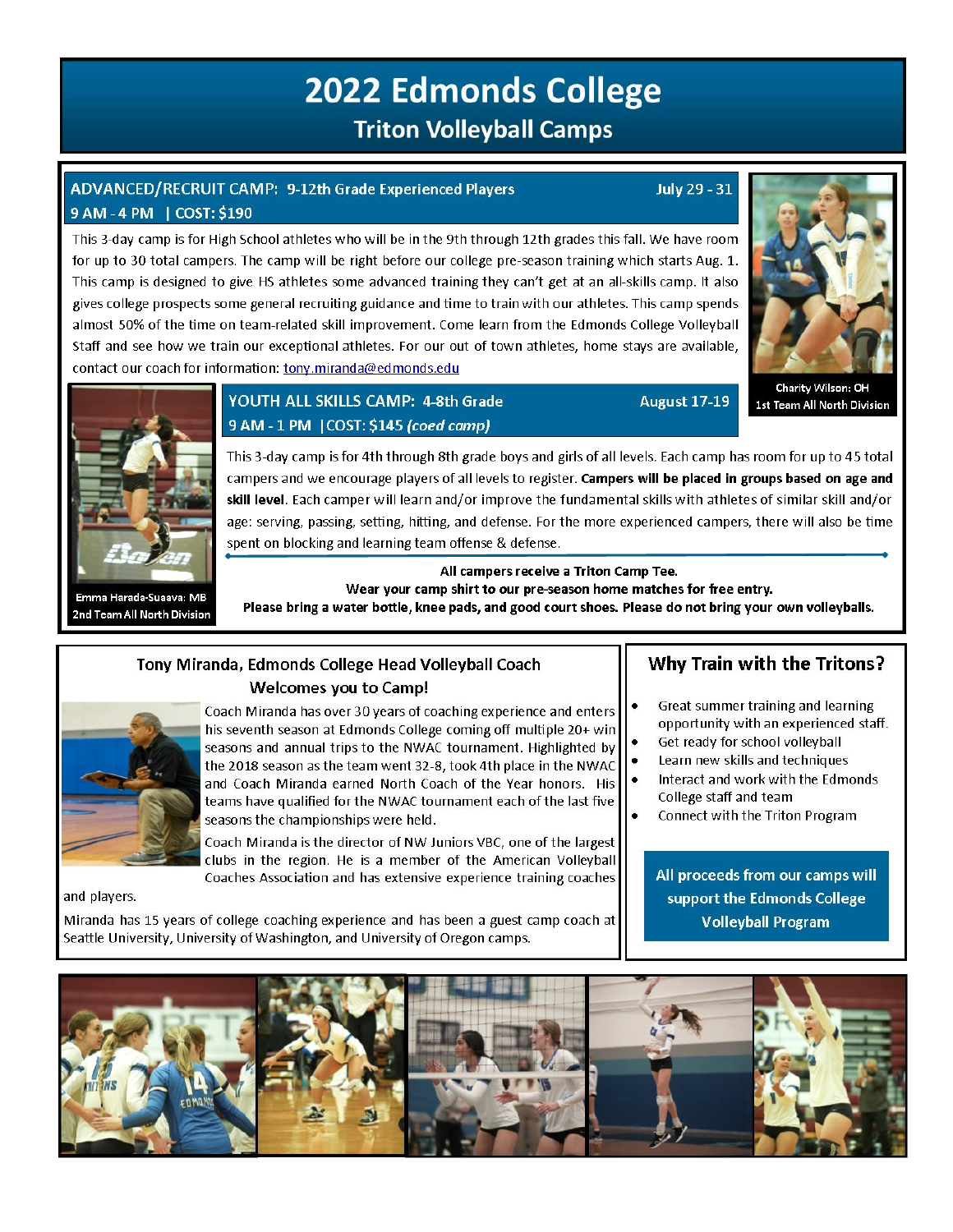# 2022 Edmonds College

## Triton Volleyball Camps

### ADVANCED/RECRUIT CAMP: 9-12th Grade Experienced Players — July 29 - 31

**9 AM - 4 PM | COST: $190**

This 3-day camp is for High School athletes who will be in the 9th through 12th grades this fall. We have room for up to 30 total campers. The camp will be right before our college pre-season training which starts Aug. 1. This camp is designed to give HS athletes some advanced training they can't get at an all-skills camp. It also gives college prospects some general recruiting guidance and time to train with our athletes. This camp spends almost 50% of the time on team-related skill improvement. Come learn from the Edmonds College Volleyball Staff and see how we train our exceptional athletes. For our out of town athletes, home stays are available, contact our coach for information: tony.miranda@edmonds.edu

Charity Wilson: OH
1st Team All North Division

### YOUTH ALL SKILLS CAMP: 4-8th Grade — August 17-19

**9 AM - 1 PM | COST: $145** *(coed camp)*

This 3-day camp is for 4th through 8th grade boys and girls of all levels. Each camp has room for up to 45 total campers and we encourage players of all levels to register. **Campers will be placed in groups based on age and skill level**. Each camper will learn and/or improve the fundamental skills with athletes of similar skill and/or age: serving, passing, setting, hitting, and defense. For the more experienced campers, there will also be time spent on blocking and learning team offense & defense.

Emma Harada-Suaava: MB
2nd Team All North Division

**All campers receive a Triton Camp Tee.**
**Wear your camp shirt to our pre-season home matches for free entry.**
**Please bring a water bottle, knee pads, and good court shoes. Please do not bring your own volleyballs.**

### Tony Miranda, Edmonds College Head Volleyball Coach Welcomes you to Camp!

Coach Miranda has over 30 years of coaching experience and enters his seventh season at Edmonds College coming off multiple 20+ win seasons and annual trips to the NWAC tournament. Highlighted by the 2018 season as the team went 32-8, took 4th place in the NWAC and Coach Miranda earned North Coach of the Year honors. His teams have qualified for the NWAC tournament each of the last five seasons the championships were held.

Coach Miranda is the director of NW Juniors VBC, one of the largest clubs in the region. He is a member of the American Volleyball Coaches Association and has extensive experience training coaches and players.

Miranda has 15 years of college coaching experience and has been a guest camp coach at Seattle University, University of Washington, and University of Oregon camps.

### Why Train with the Tritons?

- Great summer training and learning opportunity with an experienced staff.
- Get ready for school volleyball
- Learn new skills and techniques
- Interact and work with the Edmonds College staff and team
- Connect with the Triton Program

**All proceeds from our camps will support the Edmonds College Volleyball Program**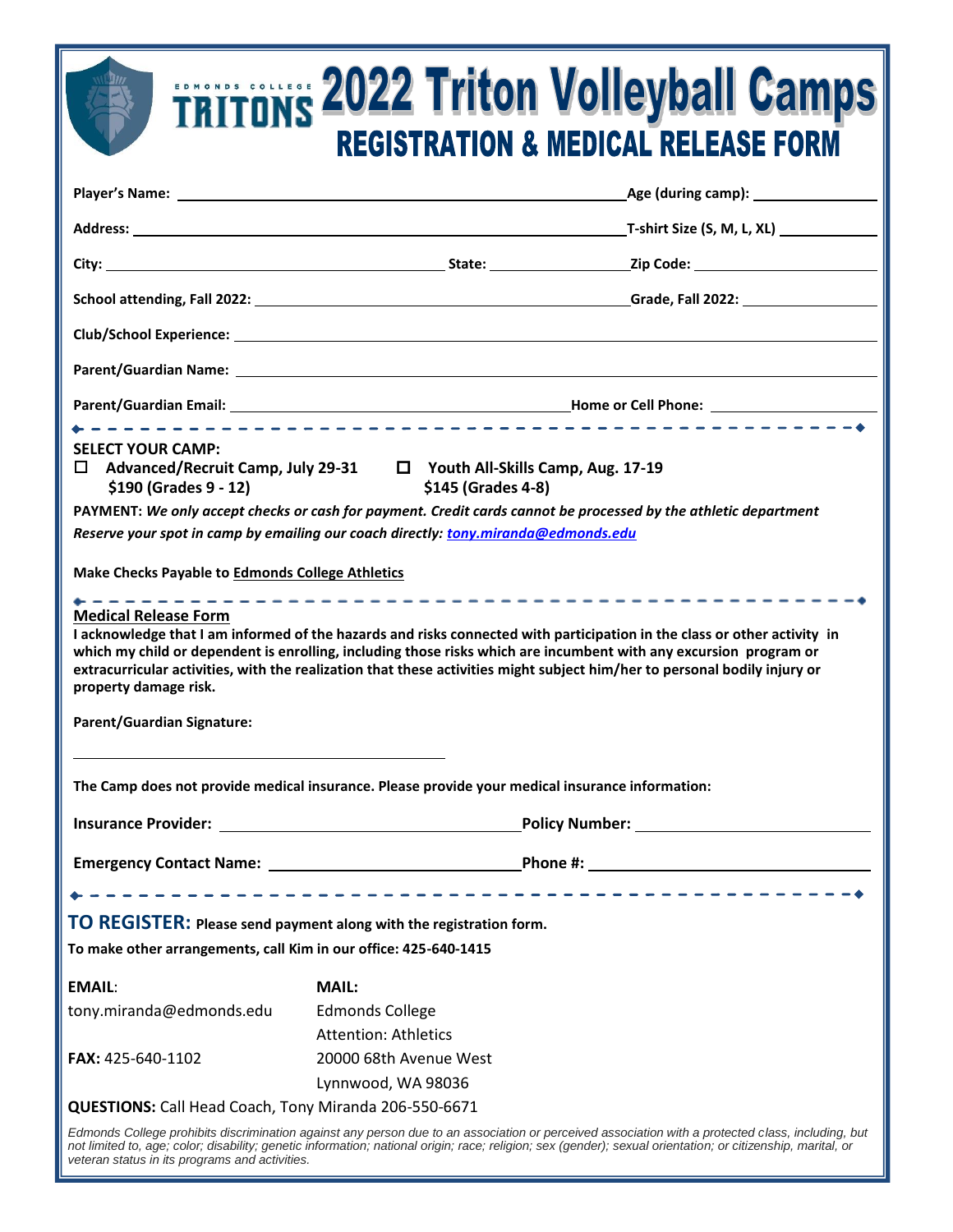EDMONDS COLLEGE TRITONS

# 2022 Triton Volleyball Camps

## REGISTRATION & MEDICAL RELEASE FORM

**Player's Name:** ______________________ **Age (during camp):** __________

**Address:** ______________________ **T-shirt Size (S, M, L, XL)** __________

**City:** ______________ **State:** __________ **Zip Code:** __________

**School attending, Fall 2022:** ______________________ **Grade, Fall 2022:** __________

**Club/School Experience:** ______________________

**Parent/Guardian Name:** ______________________

**Parent/Guardian Email:** ______________________ **Home or Cell Phone:** __________

**SELECT YOUR CAMP:**

☐ **Advanced/Recruit Camp, July 29-31** **$190 (Grades 9 - 12)**

☐ **Youth All-Skills Camp, Aug. 17-19** **$145 (Grades 4-8)**

**PAYMENT:** ***We only accept checks or cash for payment. Credit cards cannot be processed by the athletic department***

***Reserve your spot in camp by emailing our coach directly: tony.miranda@edmonds.edu***

**Make Checks Payable to Edmonds College Athletics**

**Medical Release Form**

**I acknowledge that I am informed of the hazards and risks connected with participation in the class or other activity in which my child or dependent is enrolling, including those risks which are incumbent with any excursion program or extracurricular activities, with the realization that these activities might subject him/her to personal bodily injury or property damage risk.**

**Parent/Guardian Signature:**

______________________

**The Camp does not provide medical insurance. Please provide your medical insurance information:**

**Insurance Provider:** ______________________ **Policy Number:** ______________________

**Emergency Contact Name:** ______________________ **Phone #:** ______________________

**TO REGISTER: Please send payment along with the registration form.**

**To make other arrangements, call Kim in our office: 425-640-1415**

**EMAIL**:
tony.miranda@edmonds.edu

**FAX:** 425-640-1102

**MAIL:**
Edmonds College
Attention: Athletics
20000 68th Avenue West
Lynnwood, WA 98036

**QUESTIONS:** Call Head Coach, Tony Miranda 206-550-6671

*Edmonds College prohibits discrimination against any person due to an association or perceived association with a protected class, including, but not limited to, age; color; disability; genetic information; national origin; race; religion; sex (gender); sexual orientation; or citizenship, marital, or veteran status in its programs and activities.*